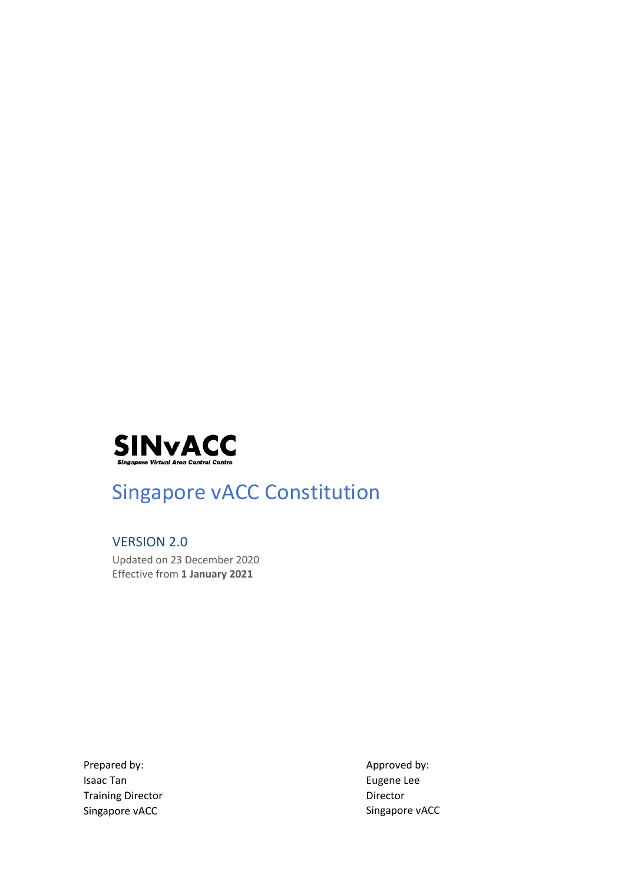**SINvACC**

Singapore Virtual Area Control Centre

# Singapore vACC Constitution

## VERSION 2.0

Updated on 23 December 2020
Effective from **1 January 2021**

Prepared by:
Isaac Tan
Training Director
Singapore vACC

Approved by:
Eugene Lee
Director
Singapore vACC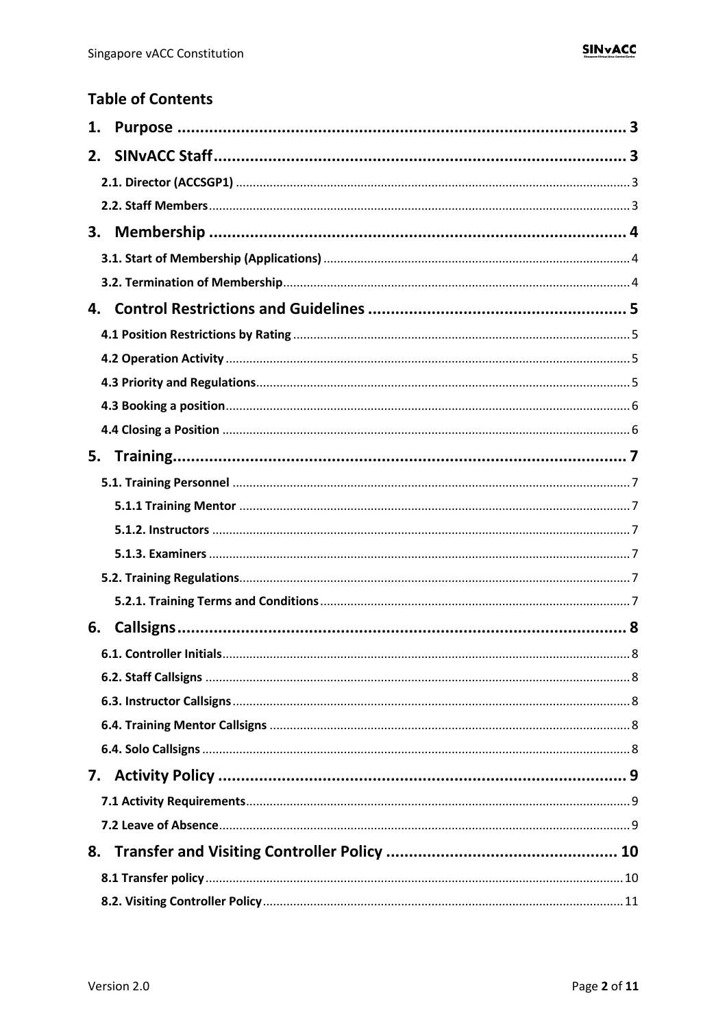## Table of Contents

**1. Purpose .......... 3**

**2. SINvACC Staff .......... 3**

- 2.1. Director (ACCSGP1) .......... 3
- 2.2. Staff Members .......... 3

**3. Membership .......... 4**

- 3.1. Start of Membership (Applications) .......... 4
- 3.2. Termination of Membership .......... 4

**4. Control Restrictions and Guidelines .......... 5**

- 4.1 Position Restrictions by Rating .......... 5
- 4.2 Operation Activity .......... 5
- 4.3 Priority and Regulations .......... 5
- 4.3 Booking a position .......... 6
- 4.4 Closing a Position .......... 6

**5. Training .......... 7**

- 5.1. Training Personnel .......... 7
  - 5.1.1 Training Mentor .......... 7
  - 5.1.2. Instructors .......... 7
  - 5.1.3. Examiners .......... 7
- 5.2. Training Regulations .......... 7
  - 5.2.1. Training Terms and Conditions .......... 7

**6. Callsigns .......... 8**

- 6.1. Controller Initials .......... 8
- 6.2. Staff Callsigns .......... 8
- 6.3. Instructor Callsigns .......... 8
- 6.4. Training Mentor Callsigns .......... 8
- 6.4. Solo Callsigns .......... 8

**7. Activity Policy .......... 9**

- 7.1 Activity Requirements .......... 9
- 7.2 Leave of Absence .......... 9

**8. Transfer and Visiting Controller Policy .......... 10**

- 8.1 Transfer policy .......... 10
- 8.2. Visiting Controller Policy .......... 11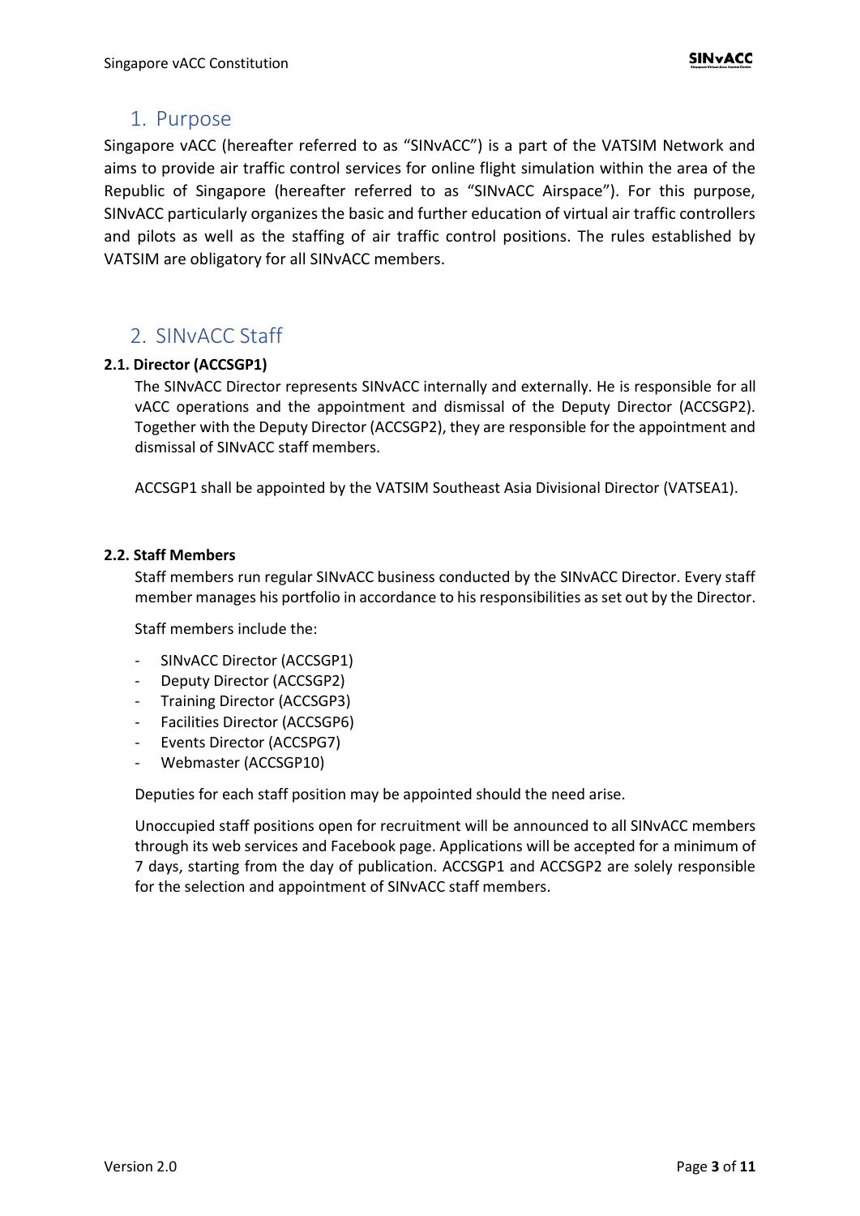# 1. Purpose

Singapore vACC (hereafter referred to as "SINvACC") is a part of the VATSIM Network and aims to provide air traffic control services for online flight simulation within the area of the Republic of Singapore (hereafter referred to as "SINvACC Airspace"). For this purpose, SINvACC particularly organizes the basic and further education of virtual air traffic controllers and pilots as well as the staffing of air traffic control positions. The rules established by VATSIM are obligatory for all SINvACC members.

# 2. SINvACC Staff

### 2.1. Director (ACCSGP1)

The SINvACC Director represents SINvACC internally and externally. He is responsible for all vACC operations and the appointment and dismissal of the Deputy Director (ACCSGP2). Together with the Deputy Director (ACCSGP2), they are responsible for the appointment and dismissal of SINvACC staff members.

ACCSGP1 shall be appointed by the VATSIM Southeast Asia Divisional Director (VATSEA1).

### 2.2. Staff Members

Staff members run regular SINvACC business conducted by the SINvACC Director. Every staff member manages his portfolio in accordance to his responsibilities as set out by the Director.

Staff members include the:

- SINvACC Director (ACCSGP1)
- Deputy Director (ACCSGP2)
- Training Director (ACCSGP3)
- Facilities Director (ACCSGP6)
- Events Director (ACCSPG7)
- Webmaster (ACCSGP10)

Deputies for each staff position may be appointed should the need arise.

Unoccupied staff positions open for recruitment will be announced to all SINvACC members through its web services and Facebook page. Applications will be accepted for a minimum of 7 days, starting from the day of publication. ACCSGP1 and ACCSGP2 are solely responsible for the selection and appointment of SINvACC staff members.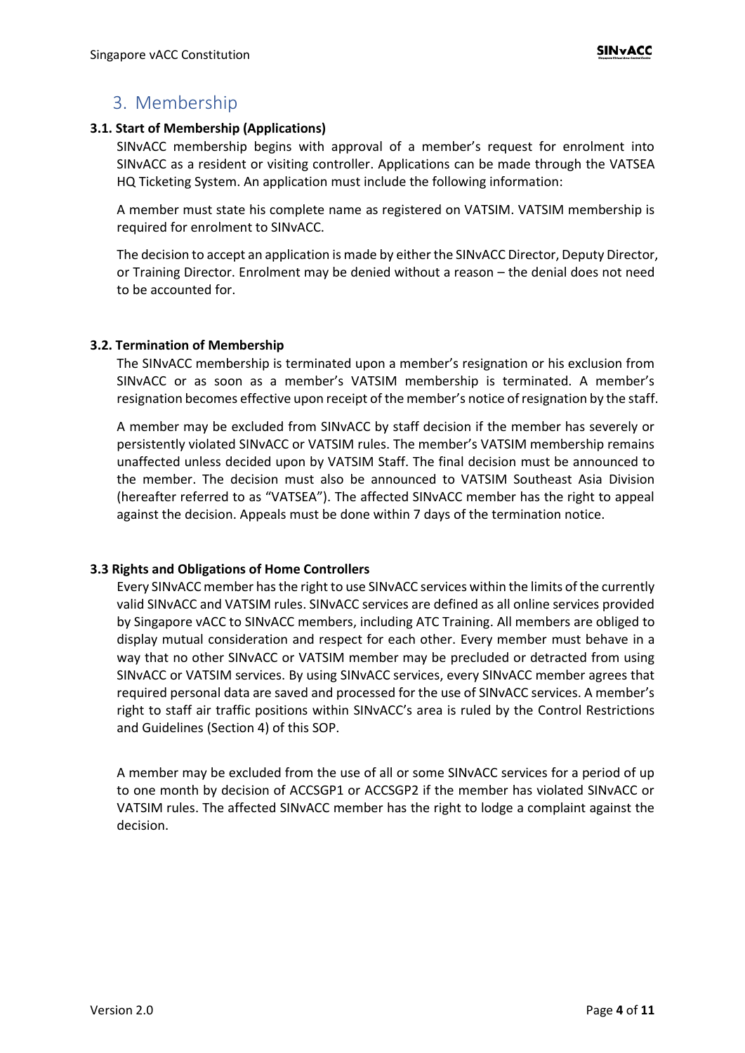## 3. Membership

**3.1. Start of Membership (Applications)**

SINvACC membership begins with approval of a member's request for enrolment into SINvACC as a resident or visiting controller. Applications can be made through the VATSEA HQ Ticketing System. An application must include the following information:

A member must state his complete name as registered on VATSIM. VATSIM membership is required for enrolment to SINvACC.

The decision to accept an application is made by either the SINvACC Director, Deputy Director, or Training Director. Enrolment may be denied without a reason – the denial does not need to be accounted for.

**3.2. Termination of Membership**

The SINvACC membership is terminated upon a member's resignation or his exclusion from SINvACC or as soon as a member's VATSIM membership is terminated. A member's resignation becomes effective upon receipt of the member's notice of resignation by the staff.

A member may be excluded from SINvACC by staff decision if the member has severely or persistently violated SINvACC or VATSIM rules. The member's VATSIM membership remains unaffected unless decided upon by VATSIM Staff. The final decision must be announced to the member. The decision must also be announced to VATSIM Southeast Asia Division (hereafter referred to as "VATSEA"). The affected SINvACC member has the right to appeal against the decision. Appeals must be done within 7 days of the termination notice.

**3.3 Rights and Obligations of Home Controllers**

Every SINvACC member has the right to use SINvACC services within the limits of the currently valid SINvACC and VATSIM rules. SINvACC services are defined as all online services provided by Singapore vACC to SINvACC members, including ATC Training. All members are obliged to display mutual consideration and respect for each other. Every member must behave in a way that no other SINvACC or VATSIM member may be precluded or detracted from using SINvACC or VATSIM services. By using SINvACC services, every SINvACC member agrees that required personal data are saved and processed for the use of SINvACC services. A member's right to staff air traffic positions within SINvACC's area is ruled by the Control Restrictions and Guidelines (Section 4) of this SOP.

A member may be excluded from the use of all or some SINvACC services for a period of up to one month by decision of ACCSGP1 or ACCSGP2 if the member has violated SINvACC or VATSIM rules. The affected SINvACC member has the right to lodge a complaint against the decision.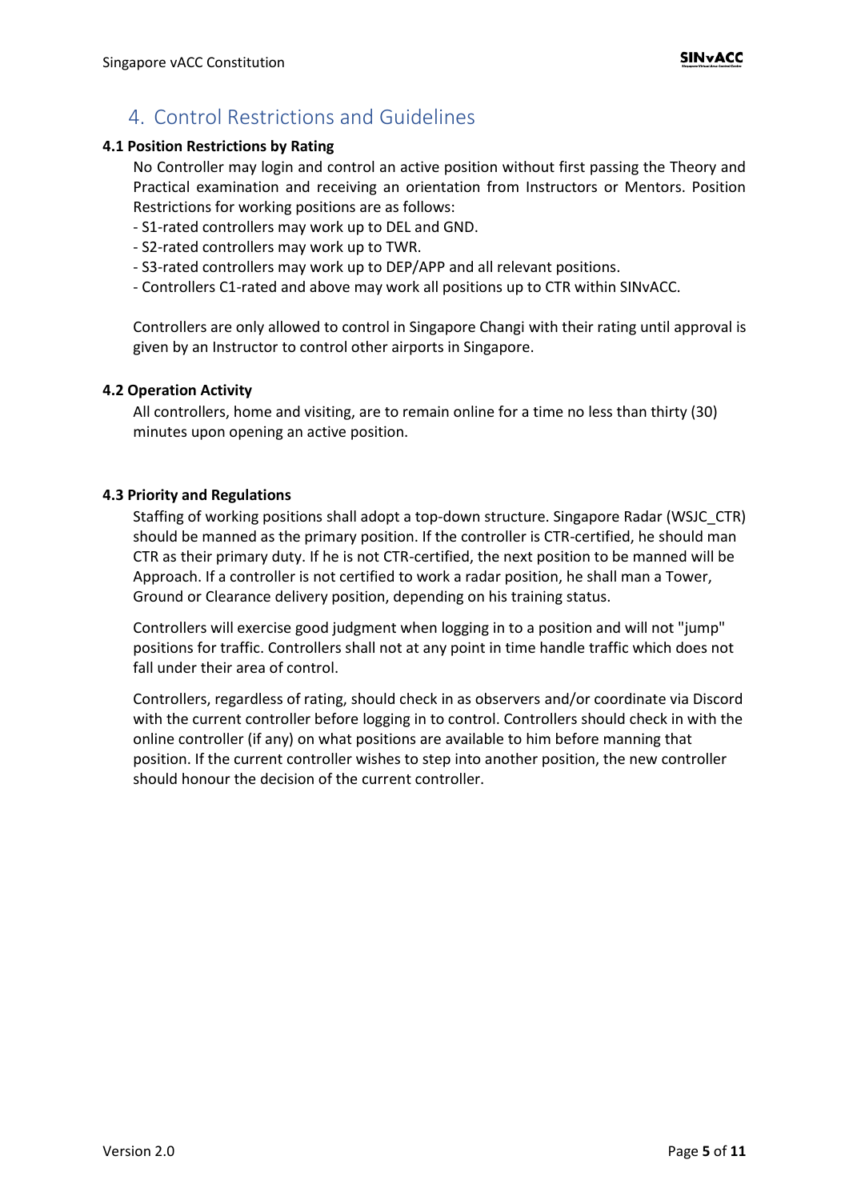## 4. Control Restrictions and Guidelines

### 4.1 Position Restrictions by Rating

No Controller may login and control an active position without first passing the Theory and Practical examination and receiving an orientation from Instructors or Mentors. Position Restrictions for working positions are as follows:

- S1-rated controllers may work up to DEL and GND.
- S2-rated controllers may work up to TWR.
- S3-rated controllers may work up to DEP/APP and all relevant positions.
- Controllers C1-rated and above may work all positions up to CTR within SINvACC.

Controllers are only allowed to control in Singapore Changi with their rating until approval is given by an Instructor to control other airports in Singapore.

### 4.2 Operation Activity

All controllers, home and visiting, are to remain online for a time no less than thirty (30) minutes upon opening an active position.

### 4.3 Priority and Regulations

Staffing of working positions shall adopt a top-down structure. Singapore Radar (WSJC_CTR) should be manned as the primary position. If the controller is CTR-certified, he should man CTR as their primary duty. If he is not CTR-certified, the next position to be manned will be Approach. If a controller is not certified to work a radar position, he shall man a Tower, Ground or Clearance delivery position, depending on his training status.

Controllers will exercise good judgment when logging in to a position and will not "jump" positions for traffic. Controllers shall not at any point in time handle traffic which does not fall under their area of control.

Controllers, regardless of rating, should check in as observers and/or coordinate via Discord with the current controller before logging in to control. Controllers should check in with the online controller (if any) on what positions are available to him before manning that position. If the current controller wishes to step into another position, the new controller should honour the decision of the current controller.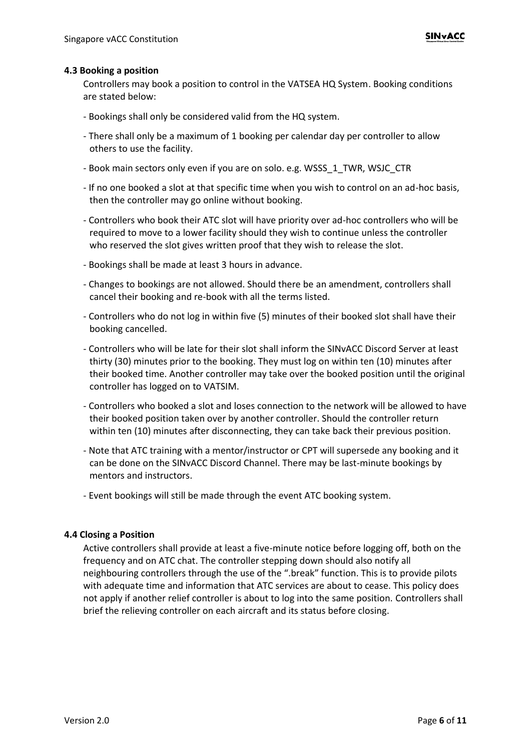### 4.3 Booking a position

Controllers may book a position to control in the VATSEA HQ System. Booking conditions are stated below:

- Bookings shall only be considered valid from the HQ system.
- There shall only be a maximum of 1 booking per calendar day per controller to allow others to use the facility.
- Book main sectors only even if you are on solo. e.g. WSSS_1_TWR, WSJC_CTR
- If no one booked a slot at that specific time when you wish to control on an ad-hoc basis, then the controller may go online without booking.
- Controllers who book their ATC slot will have priority over ad-hoc controllers who will be required to move to a lower facility should they wish to continue unless the controller who reserved the slot gives written proof that they wish to release the slot.
- Bookings shall be made at least 3 hours in advance.
- Changes to bookings are not allowed. Should there be an amendment, controllers shall cancel their booking and re-book with all the terms listed.
- Controllers who do not log in within five (5) minutes of their booked slot shall have their booking cancelled.
- Controllers who will be late for their slot shall inform the SINvACC Discord Server at least thirty (30) minutes prior to the booking. They must log on within ten (10) minutes after their booked time. Another controller may take over the booked position until the original controller has logged on to VATSIM.
- Controllers who booked a slot and loses connection to the network will be allowed to have their booked position taken over by another controller. Should the controller return within ten (10) minutes after disconnecting, they can take back their previous position.
- Note that ATC training with a mentor/instructor or CPT will supersede any booking and it can be done on the SINvACC Discord Channel. There may be last-minute bookings by mentors and instructors.
- Event bookings will still be made through the event ATC booking system.

### 4.4 Closing a Position

Active controllers shall provide at least a five-minute notice before logging off, both on the frequency and on ATC chat. The controller stepping down should also notify all neighbouring controllers through the use of the ".break" function. This is to provide pilots with adequate time and information that ATC services are about to cease. This policy does not apply if another relief controller is about to log into the same position. Controllers shall brief the relieving controller on each aircraft and its status before closing.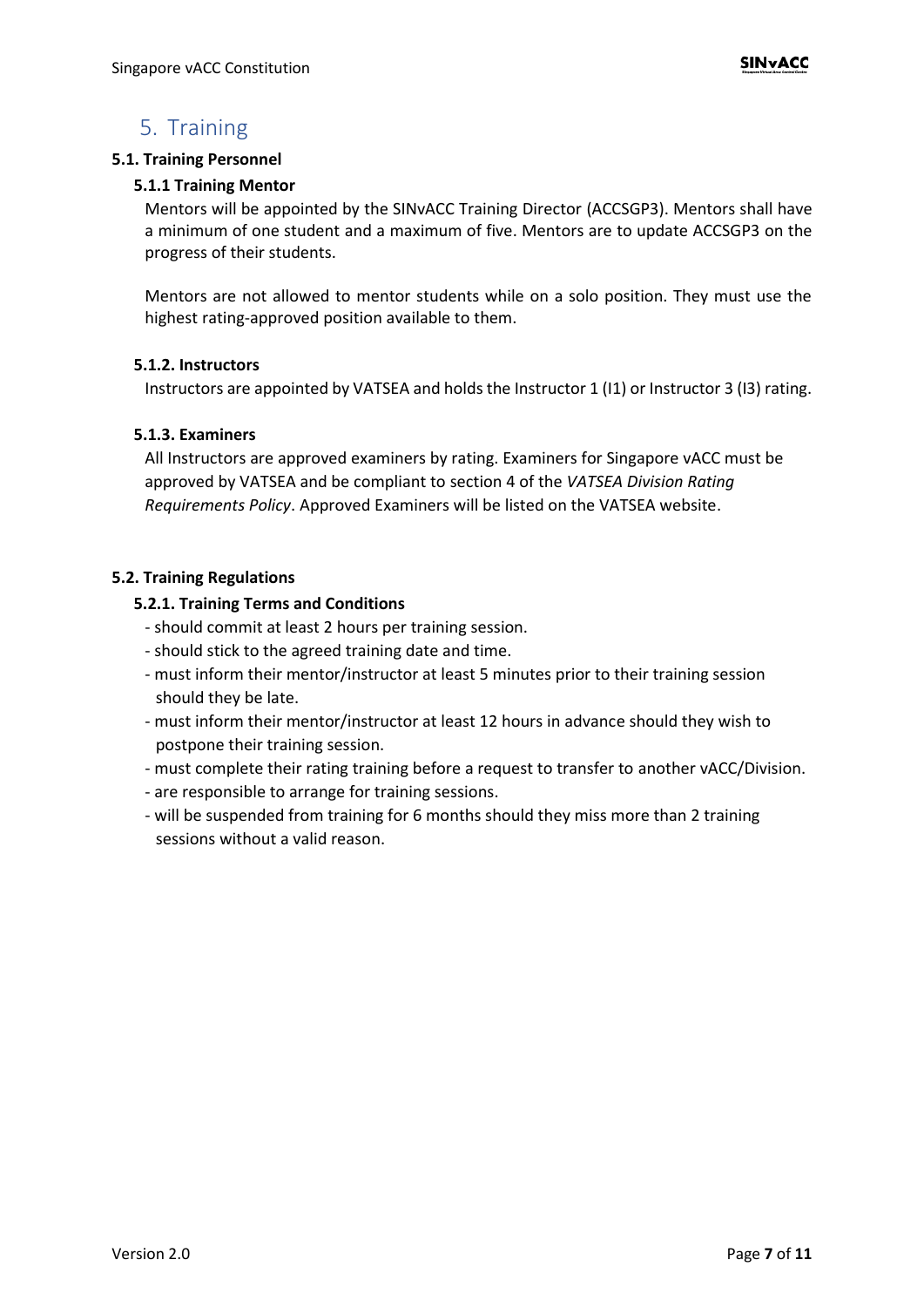# 5. Training

## 5.1. Training Personnel

### 5.1.1 Training Mentor

Mentors will be appointed by the SINvACC Training Director (ACCSGP3). Mentors shall have a minimum of one student and a maximum of five. Mentors are to update ACCSGP3 on the progress of their students.

Mentors are not allowed to mentor students while on a solo position. They must use the highest rating-approved position available to them.

### 5.1.2. Instructors

Instructors are appointed by VATSEA and holds the Instructor 1 (I1) or Instructor 3 (I3) rating.

### 5.1.3. Examiners

All Instructors are approved examiners by rating. Examiners for Singapore vACC must be approved by VATSEA and be compliant to section 4 of the *VATSEA Division Rating Requirements Policy*. Approved Examiners will be listed on the VATSEA website.

## 5.2. Training Regulations

### 5.2.1. Training Terms and Conditions

- should commit at least 2 hours per training session.
- should stick to the agreed training date and time.
- must inform their mentor/instructor at least 5 minutes prior to their training session should they be late.
- must inform their mentor/instructor at least 12 hours in advance should they wish to postpone their training session.
- must complete their rating training before a request to transfer to another vACC/Division.
- are responsible to arrange for training sessions.
- will be suspended from training for 6 months should they miss more than 2 training sessions without a valid reason.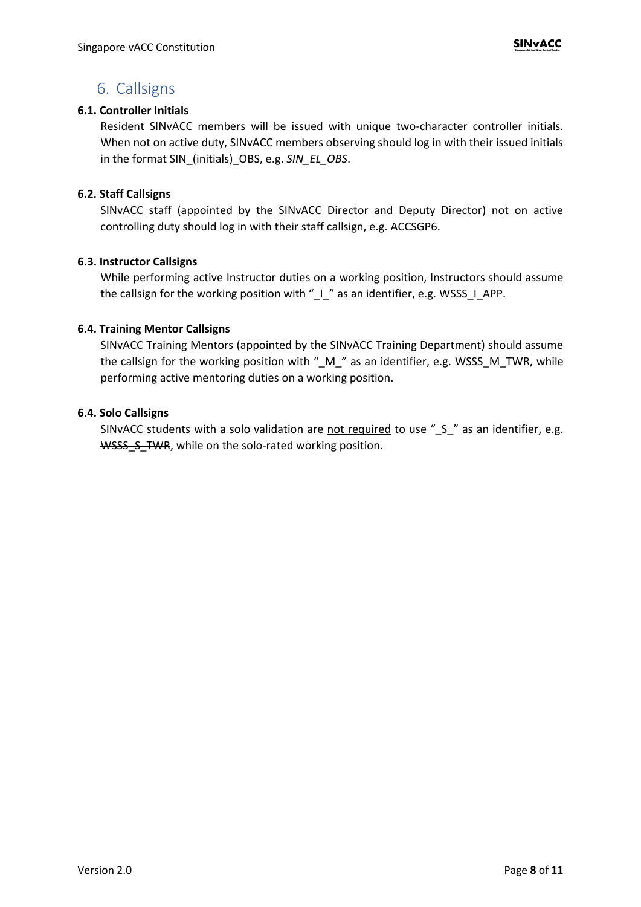# 6. Callsigns

**6.1. Controller Initials**

Resident SINvACC members will be issued with unique two-character controller initials. When not on active duty, SINvACC members observing should log in with their issued initials in the format SIN_(initials)_OBS, e.g. *SIN_EL_OBS*.

**6.2. Staff Callsigns**

SINvACC staff (appointed by the SINvACC Director and Deputy Director) not on active controlling duty should log in with their staff callsign, e.g. ACCSGP6.

**6.3. Instructor Callsigns**

While performing active Instructor duties on a working position, Instructors should assume the callsign for the working position with "_I_" as an identifier, e.g. WSSS_I_APP.

**6.4. Training Mentor Callsigns**

SINvACC Training Mentors (appointed by the SINvACC Training Department) should assume the callsign for the working position with "_M_" as an identifier, e.g. WSSS_M_TWR, while performing active mentoring duties on a working position.

**6.4. Solo Callsigns**

SINvACC students with a solo validation are <u>not required</u> to use "_S_" as an identifier, e.g. ~~WSSS_S_TWR~~, while on the solo-rated working position.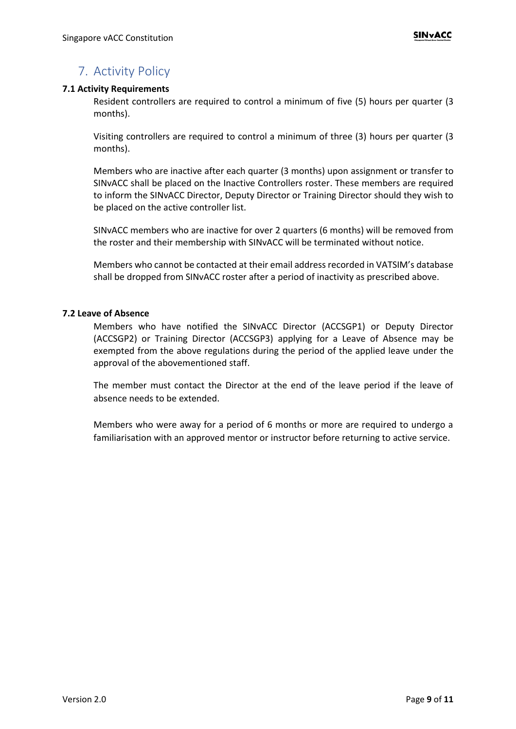## 7. Activity Policy

**7.1 Activity Requirements**

Resident controllers are required to control a minimum of five (5) hours per quarter (3 months).

Visiting controllers are required to control a minimum of three (3) hours per quarter (3 months).

Members who are inactive after each quarter (3 months) upon assignment or transfer to SINvACC shall be placed on the Inactive Controllers roster. These members are required to inform the SINvACC Director, Deputy Director or Training Director should they wish to be placed on the active controller list.

SINvACC members who are inactive for over 2 quarters (6 months) will be removed from the roster and their membership with SINvACC will be terminated without notice.

Members who cannot be contacted at their email address recorded in VATSIM's database shall be dropped from SINvACC roster after a period of inactivity as prescribed above.

**7.2 Leave of Absence**

Members who have notified the SINvACC Director (ACCSGP1) or Deputy Director (ACCSGP2) or Training Director (ACCSGP3) applying for a Leave of Absence may be exempted from the above regulations during the period of the applied leave under the approval of the abovementioned staff.

The member must contact the Director at the end of the leave period if the leave of absence needs to be extended.

Members who were away for a period of 6 months or more are required to undergo a familiarisation with an approved mentor or instructor before returning to active service.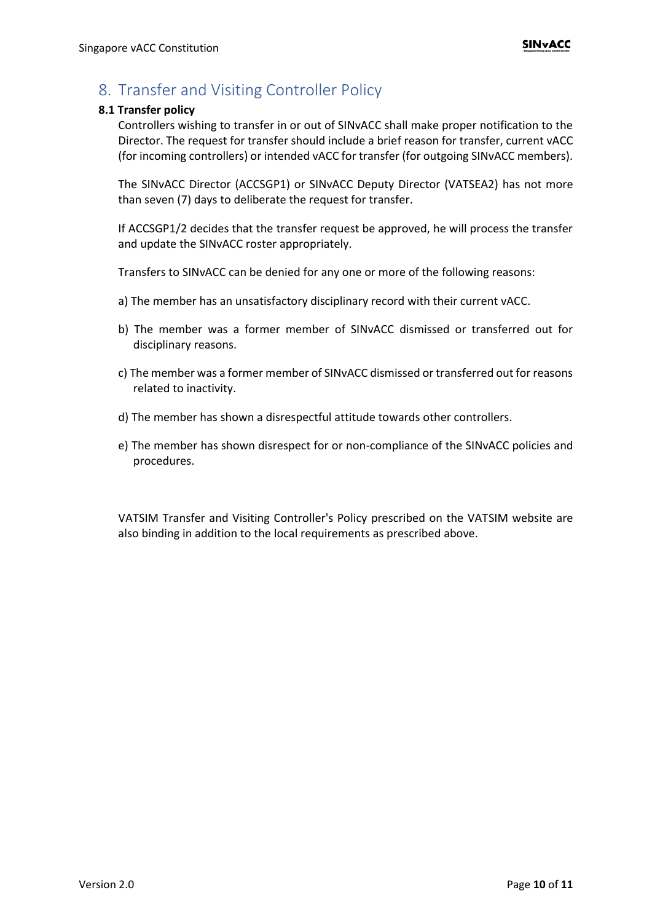## 8. Transfer and Visiting Controller Policy

### 8.1 Transfer policy

Controllers wishing to transfer in or out of SINvACC shall make proper notification to the Director. The request for transfer should include a brief reason for transfer, current vACC (for incoming controllers) or intended vACC for transfer (for outgoing SINvACC members).

The SINvACC Director (ACCSGP1) or SINvACC Deputy Director (VATSEA2) has not more than seven (7) days to deliberate the request for transfer.

If ACCSGP1/2 decides that the transfer request be approved, he will process the transfer and update the SINvACC roster appropriately.

Transfers to SINvACC can be denied for any one or more of the following reasons:

a) The member has an unsatisfactory disciplinary record with their current vACC.

b) The member was a former member of SINvACC dismissed or transferred out for disciplinary reasons.

c) The member was a former member of SINvACC dismissed or transferred out for reasons related to inactivity.

d) The member has shown a disrespectful attitude towards other controllers.

e) The member has shown disrespect for or non-compliance of the SINvACC policies and procedures.

VATSIM Transfer and Visiting Controller's Policy prescribed on the VATSIM website are also binding in addition to the local requirements as prescribed above.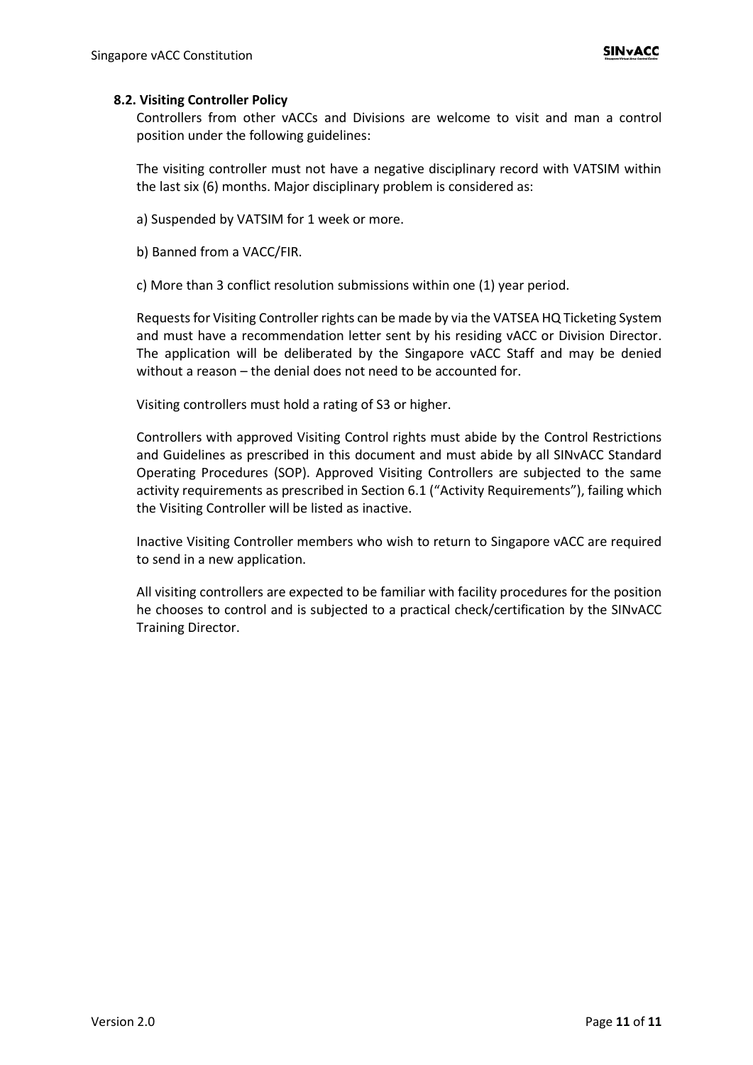### 8.2. Visiting Controller Policy

Controllers from other vACCs and Divisions are welcome to visit and man a control position under the following guidelines:

The visiting controller must not have a negative disciplinary record with VATSIM within the last six (6) months. Major disciplinary problem is considered as:

a) Suspended by VATSIM for 1 week or more.

b) Banned from a VACC/FIR.

c) More than 3 conflict resolution submissions within one (1) year period.

Requests for Visiting Controller rights can be made by via the VATSEA HQ Ticketing System and must have a recommendation letter sent by his residing vACC or Division Director. The application will be deliberated by the Singapore vACC Staff and may be denied without a reason – the denial does not need to be accounted for.

Visiting controllers must hold a rating of S3 or higher.

Controllers with approved Visiting Control rights must abide by the Control Restrictions and Guidelines as prescribed in this document and must abide by all SINvACC Standard Operating Procedures (SOP). Approved Visiting Controllers are subjected to the same activity requirements as prescribed in Section 6.1 ("Activity Requirements"), failing which the Visiting Controller will be listed as inactive.

Inactive Visiting Controller members who wish to return to Singapore vACC are required to send in a new application.

All visiting controllers are expected to be familiar with facility procedures for the position he chooses to control and is subjected to a practical check/certification by the SINvACC Training Director.